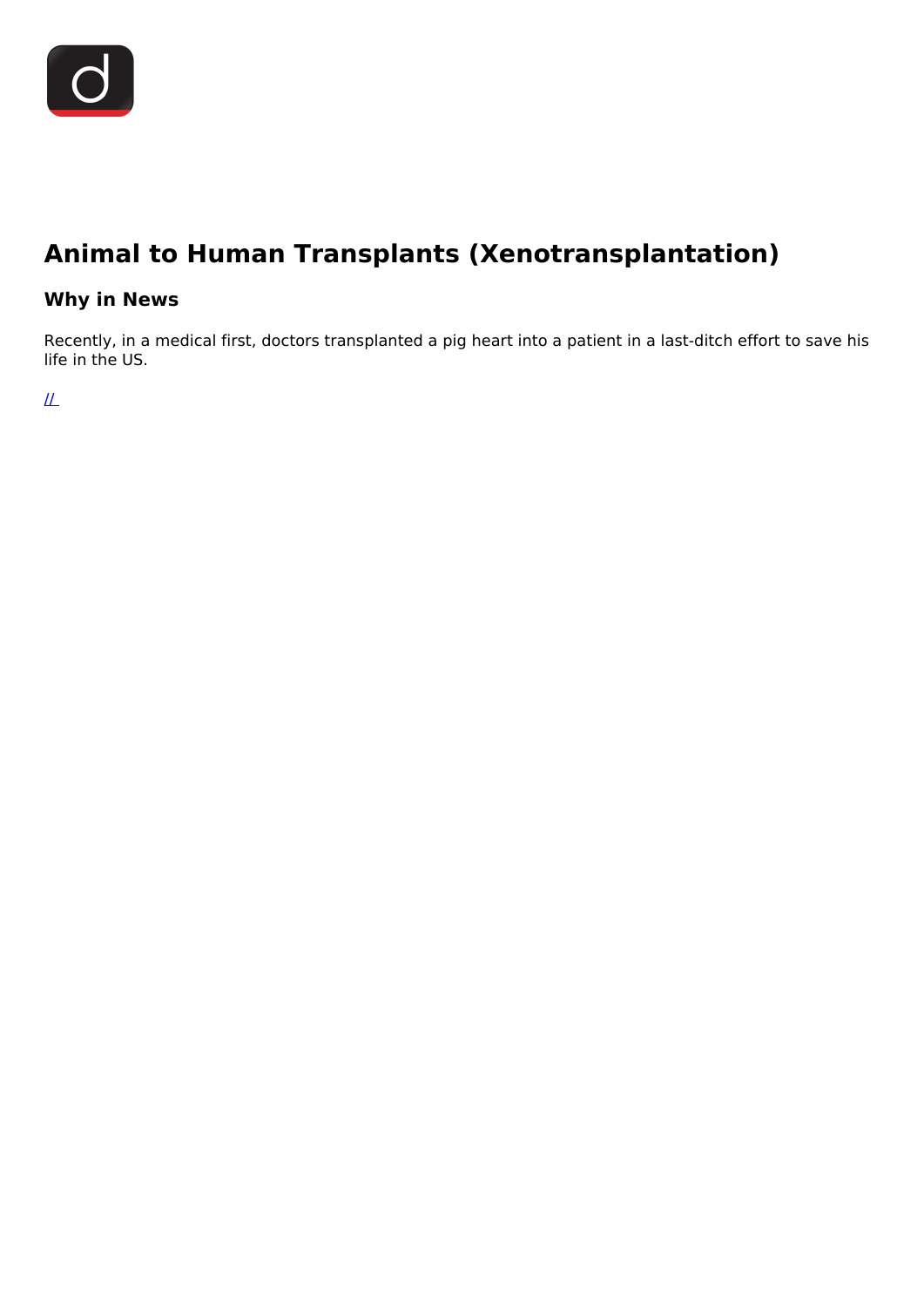# Animal to Human Transplants (Xenotransplantation)

## Why in News

Recently, in a medical first, doctors transplanted a pig heart into a patient in a last-ditch effort to save his life in the US.

//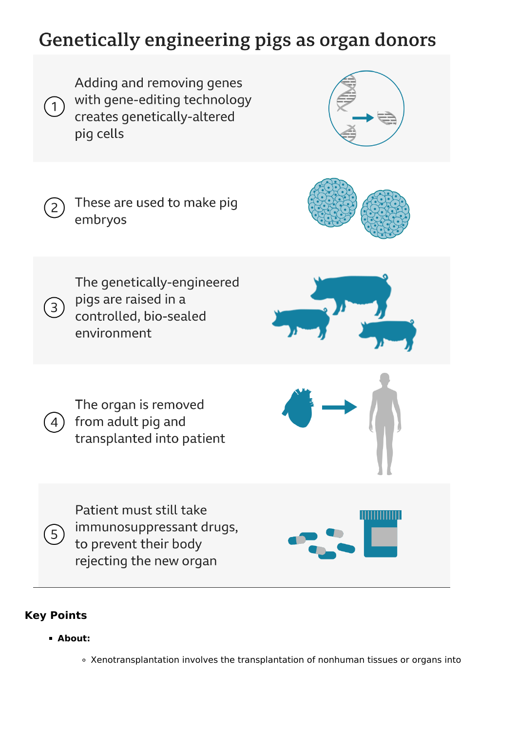## Genetically engineering pigs as organ donors

1. Adding and removing genes with gene-editing technology creates genetically-altered pig cells
2. These are used to make pig embryos
3. The genetically-engineered pigs are raised in a controlled, bio-sealed environment
4. The organ is removed from adult pig and transplanted into patient
5. Patient must still take immunosuppressant drugs, to prevent their body rejecting the new organ

---

### Key Points

- **About:**
  - Xenotransplantation involves the transplantation of nonhuman tissues or organs into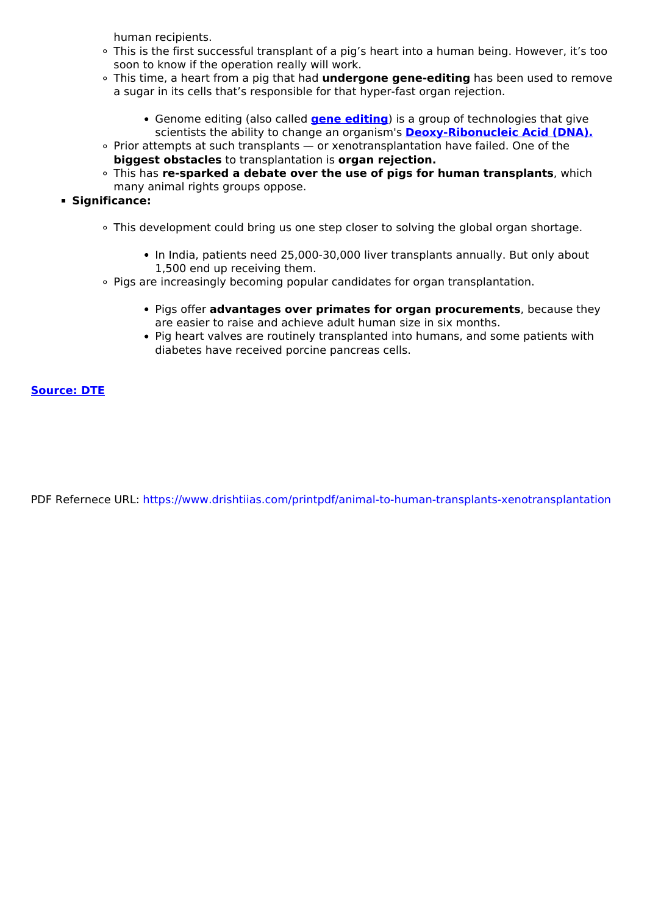human recipients.

- This is the first successful transplant of a pig's heart into a human being. However, it's too soon to know if the operation really will work.
- This time, a heart from a pig that had **undergone gene-editing** has been used to remove a sugar in its cells that's responsible for that hyper-fast organ rejection.
    - Genome editing (also called **gene editing**) is a group of technologies that give scientists the ability to change an organism's **Deoxy-Ribonucleic Acid (DNA).**
- Prior attempts at such transplants — or xenotransplantation have failed. One of the **biggest obstacles** to transplantation is **organ rejection.**
- This has **re-sparked a debate over the use of pigs for human transplants**, which many animal rights groups oppose.

- **Significance:**
    - This development could bring us one step closer to solving the global organ shortage.
        - In India, patients need 25,000-30,000 liver transplants annually. But only about 1,500 end up receiving them.
    - Pigs are increasingly becoming popular candidates for organ transplantation.
        - Pigs offer **advantages over primates for organ procurements**, because they are easier to raise and achieve adult human size in six months.
        - Pig heart valves are routinely transplanted into humans, and some patients with diabetes have received porcine pancreas cells.

**Source: DTE**

PDF Refernece URL: https://www.drishtiias.com/printpdf/animal-to-human-transplants-xenotransplantation